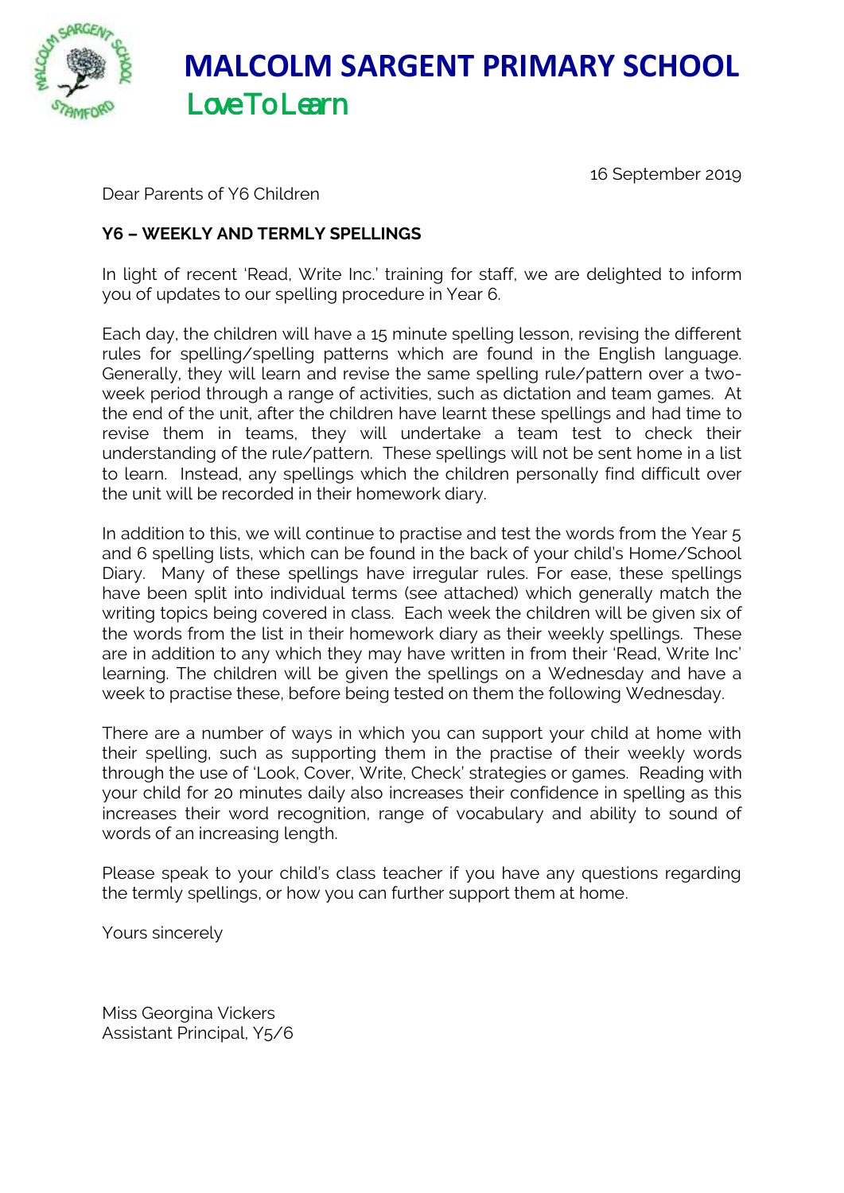# MALCOLM SARGENT PRIMARY SCHOOL

LoveToLearn

16 September 2019

Dear Parents of Y6 Children

**Y6 – WEEKLY AND TERMLY SPELLINGS**

In light of recent 'Read, Write Inc.' training for staff, we are delighted to inform you of updates to our spelling procedure in Year 6.

Each day, the children will have a 15 minute spelling lesson, revising the different rules for spelling/spelling patterns which are found in the English language. Generally, they will learn and revise the same spelling rule/pattern over a two-week period through a range of activities, such as dictation and team games. At the end of the unit, after the children have learnt these spellings and had time to revise them in teams, they will undertake a team test to check their understanding of the rule/pattern. These spellings will not be sent home in a list to learn. Instead, any spellings which the children personally find difficult over the unit will be recorded in their homework diary.

In addition to this, we will continue to practise and test the words from the Year 5 and 6 spelling lists, which can be found in the back of your child's Home/School Diary. Many of these spellings have irregular rules. For ease, these spellings have been split into individual terms (see attached) which generally match the writing topics being covered in class. Each week the children will be given six of the words from the list in their homework diary as their weekly spellings. These are in addition to any which they may have written in from their 'Read, Write Inc' learning. The children will be given the spellings on a Wednesday and have a week to practise these, before being tested on them the following Wednesday.

There are a number of ways in which you can support your child at home with their spelling, such as supporting them in the practise of their weekly words through the use of 'Look, Cover, Write, Check' strategies or games. Reading with your child for 20 minutes daily also increases their confidence in spelling as this increases their word recognition, range of vocabulary and ability to sound of words of an increasing length.

Please speak to your child's class teacher if you have any questions regarding the termly spellings, or how you can further support them at home.

Yours sincerely

Miss Georgina Vickers
Assistant Principal, Y5/6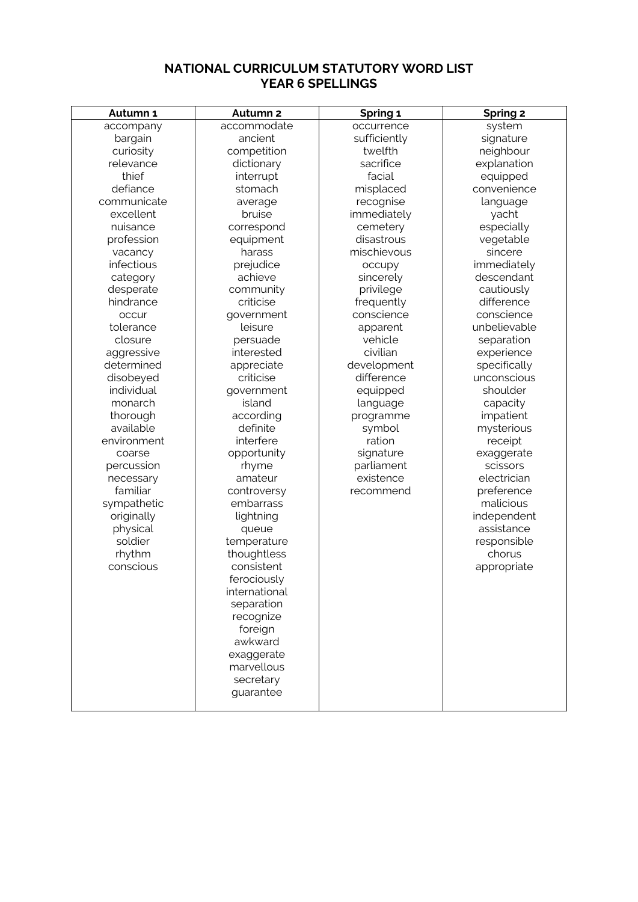# NATIONAL CURRICULUM STATUTORY WORD LIST
# YEAR 6 SPELLINGS

| Autumn 1 | Autumn 2 | Spring 1 | Spring 2 |
|---|---|---|---|
| accompany | accommodate | occurrence | system |
| bargain | ancient | sufficiently | signature |
| curiosity | competition | twelfth | neighbour |
| relevance | dictionary | sacrifice | explanation |
| thief | interrupt | facial | equipped |
| defiance | stomach | misplaced | convenience |
| communicate | average | recognise | language |
| excellent | bruise | immediately | yacht |
| nuisance | correspond | cemetery | especially |
| profession | equipment | disastrous | vegetable |
| vacancy | harass | mischievous | sincere |
| infectious | prejudice | occupy | immediately |
| category | achieve | sincerely | descendant |
| desperate | community | privilege | cautiously |
| hindrance | criticise | frequently | difference |
| occur | government | conscience | conscience |
| tolerance | leisure | apparent | unbelievable |
| closure | persuade | vehicle | separation |
| aggressive | interested | civilian | experience |
| determined | appreciate | development | specifically |
| disobeyed | criticise | difference | unconscious |
| individual | government | equipped | shoulder |
| monarch | island | language | capacity |
| thorough | according | programme | impatient |
| available | definite | symbol | mysterious |
| environment | interfere | ration | receipt |
| coarse | opportunity | signature | exaggerate |
| percussion | rhyme | parliament | scissors |
| necessary | amateur | existence | electrician |
| familiar | controversy | recommend | preference |
| sympathetic | embarrass | | malicious |
| originally | lightning | | independent |
| physical | queue | | assistance |
| soldier | temperature | | responsible |
| rhythm | thoughtless | | chorus |
| conscious | consistent | | appropriate |
| | ferociously | | |
| | international | | |
| | separation | | |
| | recognize | | |
| | foreign | | |
| | awkward | | |
| | exaggerate | | |
| | marvellous | | |
| | secretary | | |
| | guarantee | | |